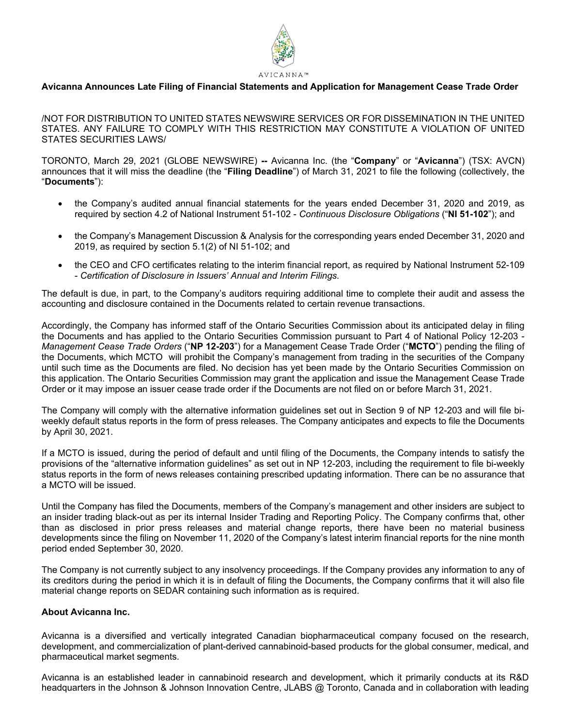AVICANNA™

# Avicanna Announces Late Filing of Financial Statements and Application for Management Cease Trade Order

/NOT FOR DISTRIBUTION TO UNITED STATES NEWSWIRE SERVICES OR FOR DISSEMINATION IN THE UNITED STATES. ANY FAILURE TO COMPLY WITH THIS RESTRICTION MAY CONSTITUTE A VIOLATION OF UNITED STATES SECURITIES LAWS/

TORONTO, March 29, 2021 (GLOBE NEWSWIRE) **--** Avicanna Inc. (the "**Company**" or "**Avicanna**") (TSX: AVCN) announces that it will miss the deadline (the "**Filing Deadline**") of March 31, 2021 to file the following (collectively, the "**Documents**"):

- the Company's audited annual financial statements for the years ended December 31, 2020 and 2019, as required by section 4.2 of National Instrument 51-102 - *Continuous Disclosure Obligations* ("**NI 51-102**"); and
- the Company's Management Discussion & Analysis for the corresponding years ended December 31, 2020 and 2019, as required by section 5.1(2) of NI 51-102; and
- the CEO and CFO certificates relating to the interim financial report, as required by National Instrument 52-109 - *Certification of Disclosure in Issuers' Annual and Interim Filings.*

The default is due, in part, to the Company's auditors requiring additional time to complete their audit and assess the accounting and disclosure contained in the Documents related to certain revenue transactions.

Accordingly, the Company has informed staff of the Ontario Securities Commission about its anticipated delay in filing the Documents and has applied to the Ontario Securities Commission pursuant to Part 4 of National Policy 12-203 - *Management Cease Trade Orders* ("**NP 12-203**") for a Management Cease Trade Order ("**MCTO**") pending the filing of the Documents, which MCTO will prohibit the Company's management from trading in the securities of the Company until such time as the Documents are filed. No decision has yet been made by the Ontario Securities Commission on this application. The Ontario Securities Commission may grant the application and issue the Management Cease Trade Order or it may impose an issuer cease trade order if the Documents are not filed on or before March 31, 2021.

The Company will comply with the alternative information guidelines set out in Section 9 of NP 12-203 and will file bi-weekly default status reports in the form of press releases. The Company anticipates and expects to file the Documents by April 30, 2021.

If a MCTO is issued, during the period of default and until filing of the Documents, the Company intends to satisfy the provisions of the "alternative information guidelines" as set out in NP 12-203, including the requirement to file bi-weekly status reports in the form of news releases containing prescribed updating information. There can be no assurance that a MCTO will be issued.

Until the Company has filed the Documents, members of the Company's management and other insiders are subject to an insider trading black-out as per its internal Insider Trading and Reporting Policy. The Company confirms that, other than as disclosed in prior press releases and material change reports, there have been no material business developments since the filing on November 11, 2020 of the Company's latest interim financial reports for the nine month period ended September 30, 2020.

The Company is not currently subject to any insolvency proceedings. If the Company provides any information to any of its creditors during the period in which it is in default of filing the Documents, the Company confirms that it will also file material change reports on SEDAR containing such information as is required.

## About Avicanna Inc.

Avicanna is a diversified and vertically integrated Canadian biopharmaceutical company focused on the research, development, and commercialization of plant-derived cannabinoid-based products for the global consumer, medical, and pharmaceutical market segments.

Avicanna is an established leader in cannabinoid research and development, which it primarily conducts at its R&D headquarters in the Johnson & Johnson Innovation Centre, JLABS @ Toronto, Canada and in collaboration with leading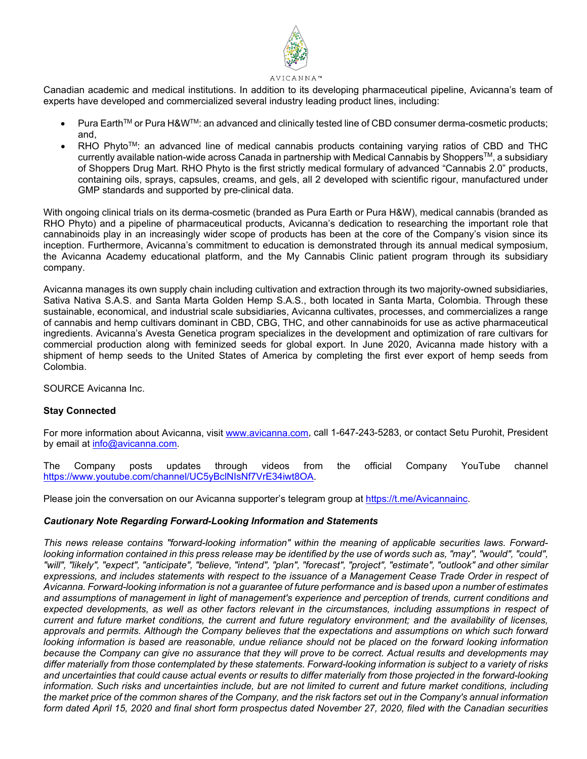Canadian academic and medical institutions. In addition to its developing pharmaceutical pipeline, Avicanna's team of experts have developed and commercialized several industry leading product lines, including:

- Pura Earth™ or Pura H&W™: an advanced and clinically tested line of CBD consumer derma-cosmetic products; and,
- RHO Phyto™: an advanced line of medical cannabis products containing varying ratios of CBD and THC currently available nation-wide across Canada in partnership with Medical Cannabis by Shoppers™, a subsidiary of Shoppers Drug Mart. RHO Phyto is the first strictly medical formulary of advanced "Cannabis 2.0" products, containing oils, sprays, capsules, creams, and gels, all 2 developed with scientific rigour, manufactured under GMP standards and supported by pre-clinical data.

With ongoing clinical trials on its derma-cosmetic (branded as Pura Earth or Pura H&W), medical cannabis (branded as RHO Phyto) and a pipeline of pharmaceutical products, Avicanna's dedication to researching the important role that cannabinoids play in an increasingly wider scope of products has been at the core of the Company's vision since its inception. Furthermore, Avicanna's commitment to education is demonstrated through its annual medical symposium, the Avicanna Academy educational platform, and the My Cannabis Clinic patient program through its subsidiary company.

Avicanna manages its own supply chain including cultivation and extraction through its two majority-owned subsidiaries, Sativa Nativa S.A.S. and Santa Marta Golden Hemp S.A.S., both located in Santa Marta, Colombia. Through these sustainable, economical, and industrial scale subsidiaries, Avicanna cultivates, processes, and commercializes a range of cannabis and hemp cultivars dominant in CBD, CBG, THC, and other cannabinoids for use as active pharmaceutical ingredients. Avicanna's Avesta Genetica program specializes in the development and optimization of rare cultivars for commercial production along with feminized seeds for global export. In June 2020, Avicanna made history with a shipment of hemp seeds to the United States of America by completing the first ever export of hemp seeds from Colombia.

SOURCE Avicanna Inc.

**Stay Connected**

For more information about Avicanna, visit www.avicanna.com, call 1-647-243-5283, or contact Setu Purohit, President by email at info@avicanna.com.

The Company posts updates through videos from the official Company YouTube channel https://www.youtube.com/channel/UC5yBclNIsNf7VrE34iwt8OA.

Please join the conversation on our Avicanna supporter's telegram group at https://t.me/Avicannainc.

***Cautionary Note Regarding Forward-Looking Information and Statements***

*This news release contains "forward-looking information" within the meaning of applicable securities laws. Forward-looking information contained in this press release may be identified by the use of words such as, "may", "would", "could", "will", "likely", "expect", "anticipate", "believe, "intend", "plan", "forecast", "project", "estimate", "outlook" and other similar expressions, and includes statements with respect to the issuance of a Management Cease Trade Order in respect of Avicanna. Forward-looking information is not a guarantee of future performance and is based upon a number of estimates and assumptions of management in light of management's experience and perception of trends, current conditions and expected developments, as well as other factors relevant in the circumstances, including assumptions in respect of current and future market conditions, the current and future regulatory environment; and the availability of licenses, approvals and permits. Although the Company believes that the expectations and assumptions on which such forward looking information is based are reasonable, undue reliance should not be placed on the forward looking information because the Company can give no assurance that they will prove to be correct. Actual results and developments may differ materially from those contemplated by these statements. Forward-looking information is subject to a variety of risks and uncertainties that could cause actual events or results to differ materially from those projected in the forward-looking information. Such risks and uncertainties include, but are not limited to current and future market conditions, including the market price of the common shares of the Company, and the risk factors set out in the Company's annual information form dated April 15, 2020 and final short form prospectus dated November 27, 2020, filed with the Canadian securities*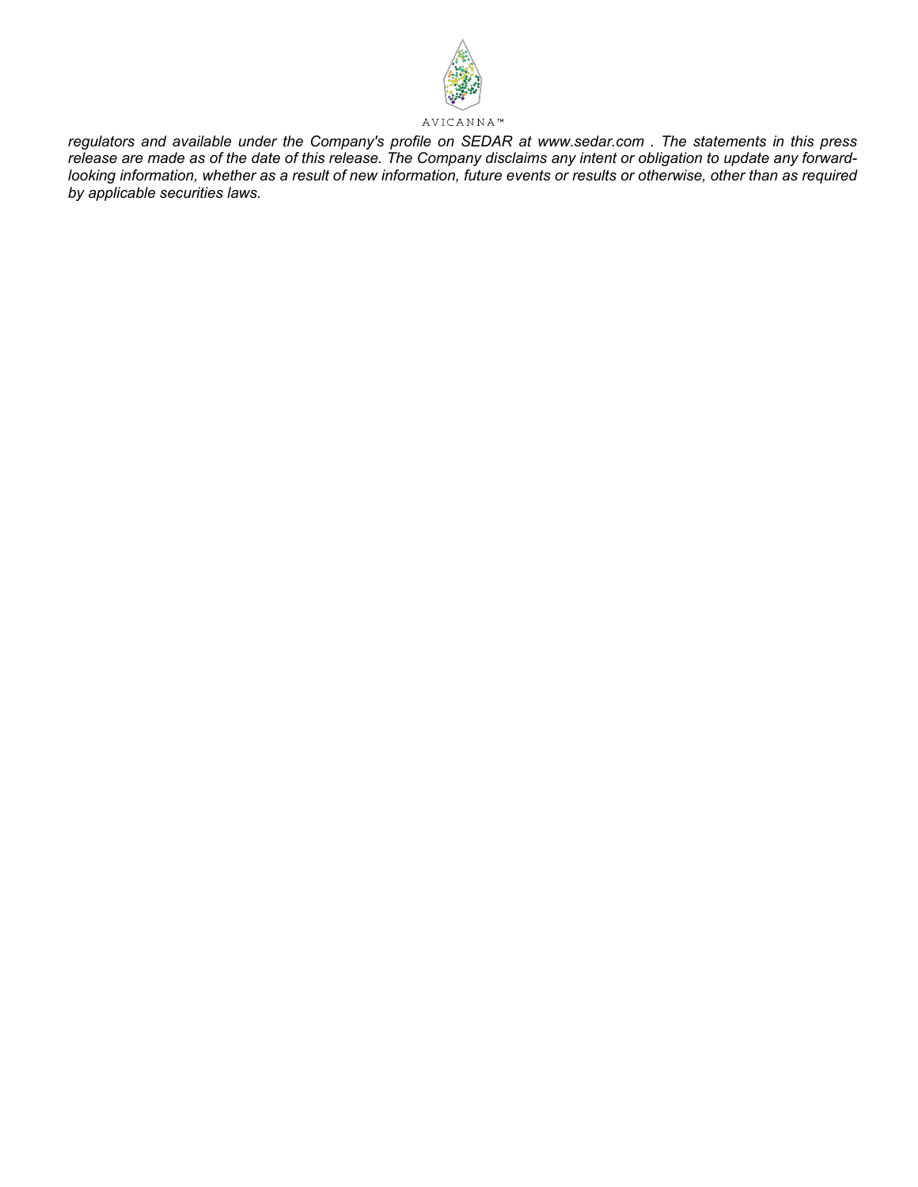*regulators and available under the Company's profile on SEDAR at www.sedar.com . The statements in this press release are made as of the date of this release. The Company disclaims any intent or obligation to update any forward-looking information, whether as a result of new information, future events or results or otherwise, other than as required by applicable securities laws.*